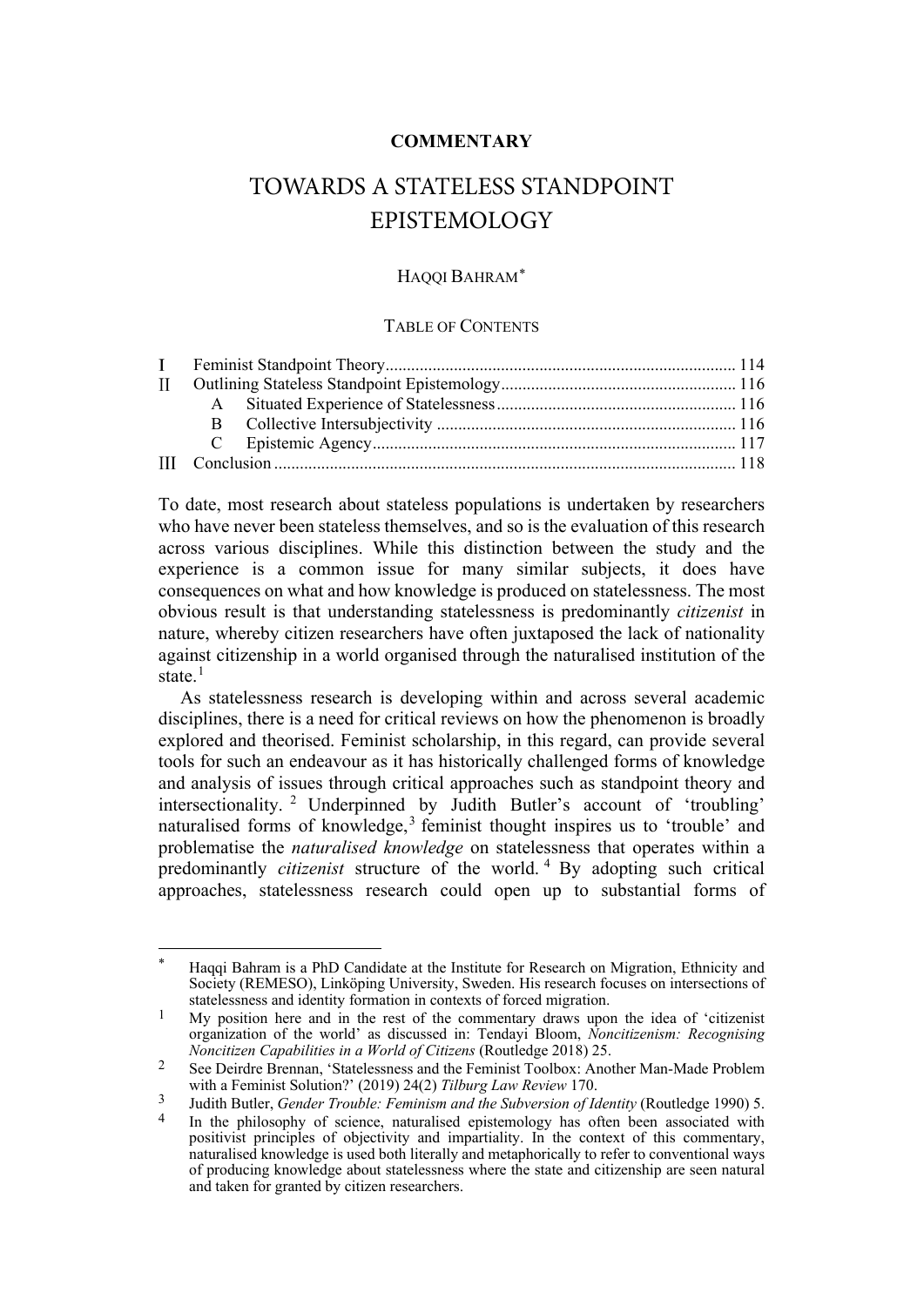**COMMENTARY**

# TOWARDS A STATELESS STANDPOINT EPISTEMOLOGY

HAQQI BAHRAM*

TABLE OF CONTENTS

I Feminist Standpoint Theory ... 114
II Outlining Stateless Standpoint Epistemology ... 116
  A Situated Experience of Statelessness ... 116
  B Collective Intersubjectivity ... 116
  C Epistemic Agency ... 117
III Conclusion ... 118

To date, most research about stateless populations is undertaken by researchers who have never been stateless themselves, and so is the evaluation of this research across various disciplines. While this distinction between the study and the experience is a common issue for many similar subjects, it does have consequences on what and how knowledge is produced on statelessness. The most obvious result is that understanding statelessness is predominantly *citizenist* in nature, whereby citizen researchers have often juxtaposed the lack of nationality against citizenship in a world organised through the naturalised institution of the state.[1]

As statelessness research is developing within and across several academic disciplines, there is a need for critical reviews on how the phenomenon is broadly explored and theorised. Feminist scholarship, in this regard, can provide several tools for such an endeavour as it has historically challenged forms of knowledge and analysis of issues through critical approaches such as standpoint theory and intersectionality.[2] Underpinned by Judith Butler's account of 'troubling' naturalised forms of knowledge,[3] feminist thought inspires us to 'trouble' and problematise the *naturalised knowledge* on statelessness that operates within a predominantly *citizenist* structure of the world.[4] By adopting such critical approaches, statelessness research could open up to substantial forms of

---

* Haqqi Bahram is a PhD Candidate at the Institute for Research on Migration, Ethnicity and Society (REMESO), Linköping University, Sweden. His research focuses on intersections of statelessness and identity formation in contexts of forced migration.

1 My position here and in the rest of the commentary draws upon the idea of 'citizenist organization of the world' as discussed in: Tendayi Bloom, *Noncitizenism: Recognising Noncitizen Capabilities in a World of Citizens* (Routledge 2018) 25.

2 See Deirdre Brennan, 'Statelessness and the Feminist Toolbox: Another Man-Made Problem with a Feminist Solution?' (2019) 24(2) *Tilburg Law Review* 170.

3 Judith Butler, *Gender Trouble: Feminism and the Subversion of Identity* (Routledge 1990) 5.

4 In the philosophy of science, naturalised epistemology has often been associated with positivist principles of objectivity and impartiality. In the context of this commentary, naturalised knowledge is used both literally and metaphorically to refer to conventional ways of producing knowledge about statelessness where the state and citizenship are seen natural and taken for granted by citizen researchers.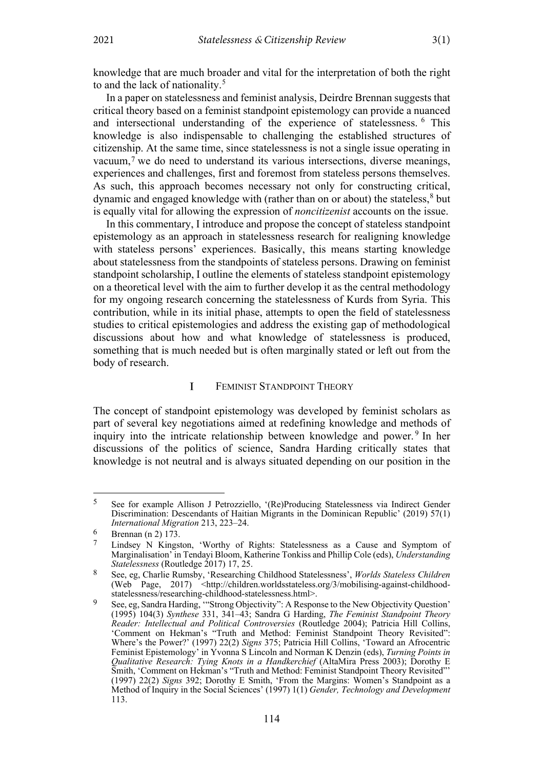knowledge that are much broader and vital for the interpretation of both the right to and the lack of nationality.[5]

In a paper on statelessness and feminist analysis, Deirdre Brennan suggests that critical theory based on a feminist standpoint epistemology can provide a nuanced and intersectional understanding of the experience of statelessness.[6] This knowledge is also indispensable to challenging the established structures of citizenship. At the same time, since statelessness is not a single issue operating in vacuum,[7] we do need to understand its various intersections, diverse meanings, experiences and challenges, first and foremost from stateless persons themselves. As such, this approach becomes necessary not only for constructing critical, dynamic and engaged knowledge with (rather than on or about) the stateless,[8] but is equally vital for allowing the expression of *noncitizenist* accounts on the issue.

In this commentary, I introduce and propose the concept of stateless standpoint epistemology as an approach in statelessness research for realigning knowledge with stateless persons' experiences. Basically, this means starting knowledge about statelessness from the standpoints of stateless persons. Drawing on feminist standpoint scholarship, I outline the elements of stateless standpoint epistemology on a theoretical level with the aim to further develop it as the central methodology for my ongoing research concerning the statelessness of Kurds from Syria. This contribution, while in its initial phase, attempts to open the field of statelessness studies to critical epistemologies and address the existing gap of methodological discussions about how and what knowledge of statelessness is produced, something that is much needed but is often marginally stated or left out from the body of research.

## I FEMINIST STANDPOINT THEORY

The concept of standpoint epistemology was developed by feminist scholars as part of several key negotiations aimed at redefining knowledge and methods of inquiry into the intricate relationship between knowledge and power.[9] In her discussions of the politics of science, Sandra Harding critically states that knowledge is not neutral and is always situated depending on our position in the

---

[5] See for example Allison J Petrozziello, '(Re)Producing Statelessness via Indirect Gender Discrimination: Descendants of Haitian Migrants in the Dominican Republic' (2019) 57(1) *International Migration* 213, 223–24.

[6] Brennan (n 2) 173.

[7] Lindsey N Kingston, 'Worthy of Rights: Statelessness as a Cause and Symptom of Marginalisation' in Tendayi Bloom, Katherine Tonkiss and Phillip Cole (eds), *Understanding Statelessness* (Routledge 2017) 17, 25.

[8] See, eg, Charlie Rumsby, 'Researching Childhood Statelessness', *Worlds Stateless Children* (Web Page, 2017) <http://children.worldsstateless.org/3/mobilising-against-childhood-statelessness/researching-childhood-statelessness.html>.

[9] See, eg, Sandra Harding, '"Strong Objectivity": A Response to the New Objectivity Question' (1995) 104(3) *Synthese* 331, 341–43; Sandra G Harding, *The Feminist Standpoint Theory Reader: Intellectual and Political Controversies* (Routledge 2004); Patricia Hill Collins, 'Comment on Hekman's "Truth and Method: Feminist Standpoint Theory Revisited": Where's the Power?' (1997) 22(2) *Signs* 375; Patricia Hill Collins, 'Toward an Afrocentric Feminist Epistemology' in Yvonna S Lincoln and Norman K Denzin (eds), *Turning Points in Qualitative Research: Tying Knots in a Handkerchief* (AltaMira Press 2003); Dorothy E Smith, 'Comment on Hekman's "Truth and Method: Feminist Standpoint Theory Revisited"' (1997) 22(2) *Signs* 392; Dorothy E Smith, 'From the Margins: Women's Standpoint as a Method of Inquiry in the Social Sciences' (1997) 1(1) *Gender, Technology and Development* 113.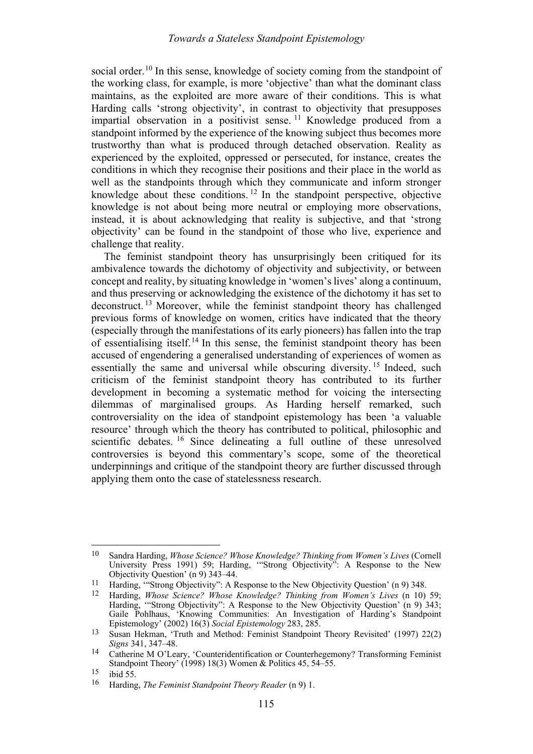social order.[10] In this sense, knowledge of society coming from the standpoint of the working class, for example, is more 'objective' than what the dominant class maintains, as the exploited are more aware of their conditions. This is what Harding calls 'strong objectivity', in contrast to objectivity that presupposes impartial observation in a positivist sense.[11] Knowledge produced from a standpoint informed by the experience of the knowing subject thus becomes more trustworthy than what is produced through detached observation. Reality as experienced by the exploited, oppressed or persecuted, for instance, creates the conditions in which they recognise their positions and their place in the world as well as the standpoints through which they communicate and inform stronger knowledge about these conditions.[12] In the standpoint perspective, objective knowledge is not about being more neutral or employing more observations, instead, it is about acknowledging that reality is subjective, and that 'strong objectivity' can be found in the standpoint of those who live, experience and challenge that reality.

The feminist standpoint theory has unsurprisingly been critiqued for its ambivalence towards the dichotomy of objectivity and subjectivity, or between concept and reality, by situating knowledge in 'women's lives' along a continuum, and thus preserving or acknowledging the existence of the dichotomy it has set to deconstruct.[13] Moreover, while the feminist standpoint theory has challenged previous forms of knowledge on women, critics have indicated that the theory (especially through the manifestations of its early pioneers) has fallen into the trap of essentialising itself.[14] In this sense, the feminist standpoint theory has been accused of engendering a generalised understanding of experiences of women as essentially the same and universal while obscuring diversity.[15] Indeed, such criticism of the feminist standpoint theory has contributed to its further development in becoming a systematic method for voicing the intersecting dilemmas of marginalised groups. As Harding herself remarked, such controversiality on the idea of standpoint epistemology has been 'a valuable resource' through which the theory has contributed to political, philosophic and scientific debates.[16] Since delineating a full outline of these unresolved controversies is beyond this commentary's scope, some of the theoretical underpinnings and critique of the standpoint theory are further discussed through applying them onto the case of statelessness research.

---

10 Sandra Harding, *Whose Science? Whose Knowledge? Thinking from Women's Lives* (Cornell University Press 1991) 59; Harding, '"Strong Objectivity": A Response to the New Objectivity Question' (n 9) 343–44.

11 Harding, '"Strong Objectivity": A Response to the New Objectivity Question' (n 9) 348.

12 Harding, *Whose Science? Whose Knowledge? Thinking from Women's Lives* (n 10) 59; Harding, '"Strong Objectivity": A Response to the New Objectivity Question' (n 9) 343; Gaile Pohlhaus, 'Knowing Communities: An Investigation of Harding's Standpoint Epistemology' (2002) 16(3) *Social Epistemology* 283, 285.

13 Susan Hekman, 'Truth and Method: Feminist Standpoint Theory Revisited' (1997) 22(2) *Signs* 341, 347–48.

14 Catherine M O'Leary, 'Counteridentification or Counterhegemony? Transforming Feminist Standpoint Theory' (1998) 18(3) Women & Politics 45, 54–55.

15 ibid 55.

16 Harding, *The Feminist Standpoint Theory Reader* (n 9) 1.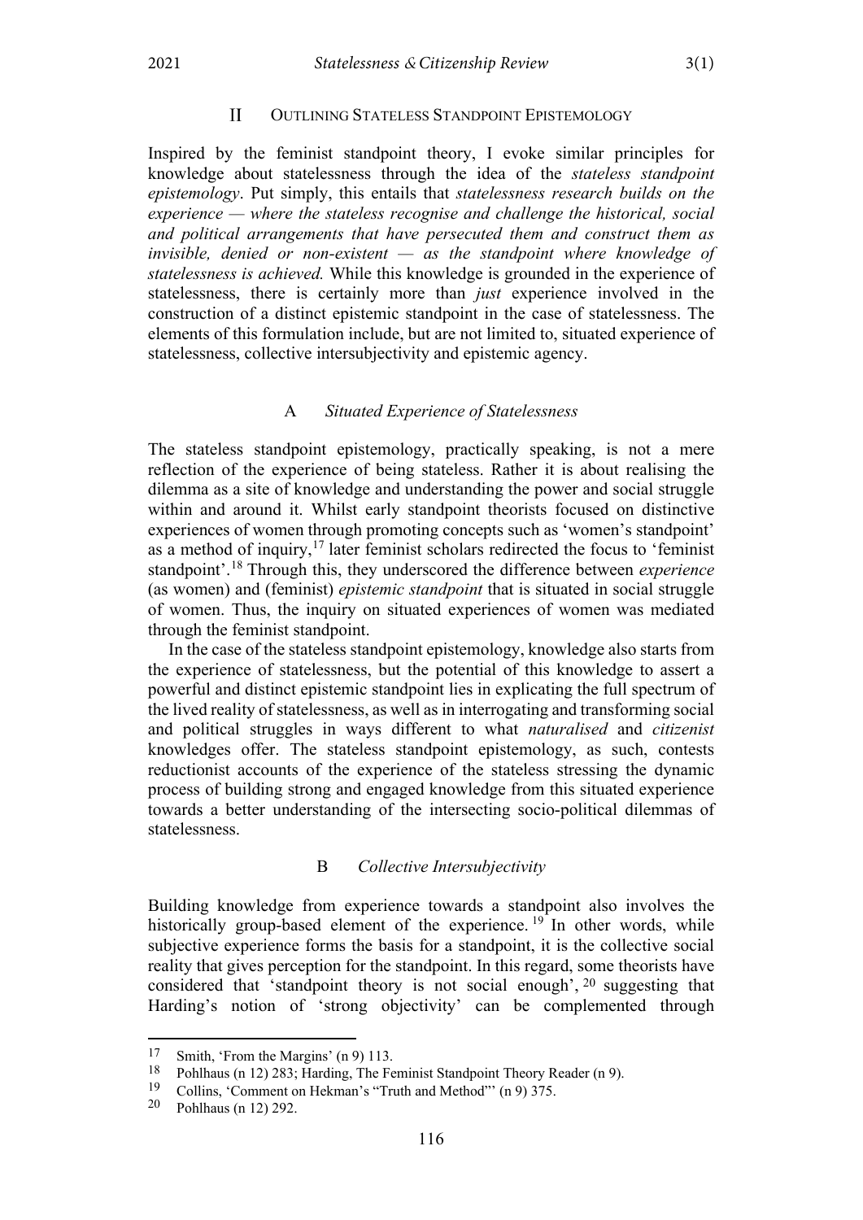## II OUTLINING STATELESS STANDPOINT EPISTEMOLOGY

Inspired by the feminist standpoint theory, I evoke similar principles for knowledge about statelessness through the idea of the *stateless standpoint epistemology*. Put simply, this entails that *statelessness research builds on the experience — where the stateless recognise and challenge the historical, social and political arrangements that have persecuted them and construct them as invisible, denied or non-existent — as the standpoint where knowledge of statelessness is achieved.* While this knowledge is grounded in the experience of statelessness, there is certainly more than *just* experience involved in the construction of a distinct epistemic standpoint in the case of statelessness. The elements of this formulation include, but are not limited to, situated experience of statelessness, collective intersubjectivity and epistemic agency.

### A *Situated Experience of Statelessness*

The stateless standpoint epistemology, practically speaking, is not a mere reflection of the experience of being stateless. Rather it is about realising the dilemma as a site of knowledge and understanding the power and social struggle within and around it. Whilst early standpoint theorists focused on distinctive experiences of women through promoting concepts such as 'women's standpoint' as a method of inquiry,[17] later feminist scholars redirected the focus to 'feminist standpoint'.[18] Through this, they underscored the difference between *experience* (as women) and (feminist) *epistemic standpoint* that is situated in social struggle of women. Thus, the inquiry on situated experiences of women was mediated through the feminist standpoint.

In the case of the stateless standpoint epistemology, knowledge also starts from the experience of statelessness, but the potential of this knowledge to assert a powerful and distinct epistemic standpoint lies in explicating the full spectrum of the lived reality of statelessness, as well as in interrogating and transforming social and political struggles in ways different to what *naturalised* and *citizenist* knowledges offer. The stateless standpoint epistemology, as such, contests reductionist accounts of the experience of the stateless stressing the dynamic process of building strong and engaged knowledge from this situated experience towards a better understanding of the intersecting socio-political dilemmas of statelessness.

### B *Collective Intersubjectivity*

Building knowledge from experience towards a standpoint also involves the historically group-based element of the experience.[19] In other words, while subjective experience forms the basis for a standpoint, it is the collective social reality that gives perception for the standpoint. In this regard, some theorists have considered that 'standpoint theory is not social enough',[20] suggesting that Harding's notion of 'strong objectivity' can be complemented through

---

17 Smith, 'From the Margins' (n 9) 113.
18 Pohlhaus (n 12) 283; Harding, The Feminist Standpoint Theory Reader (n 9).
19 Collins, 'Comment on Hekman's "Truth and Method"' (n 9) 375.
20 Pohlhaus (n 12) 292.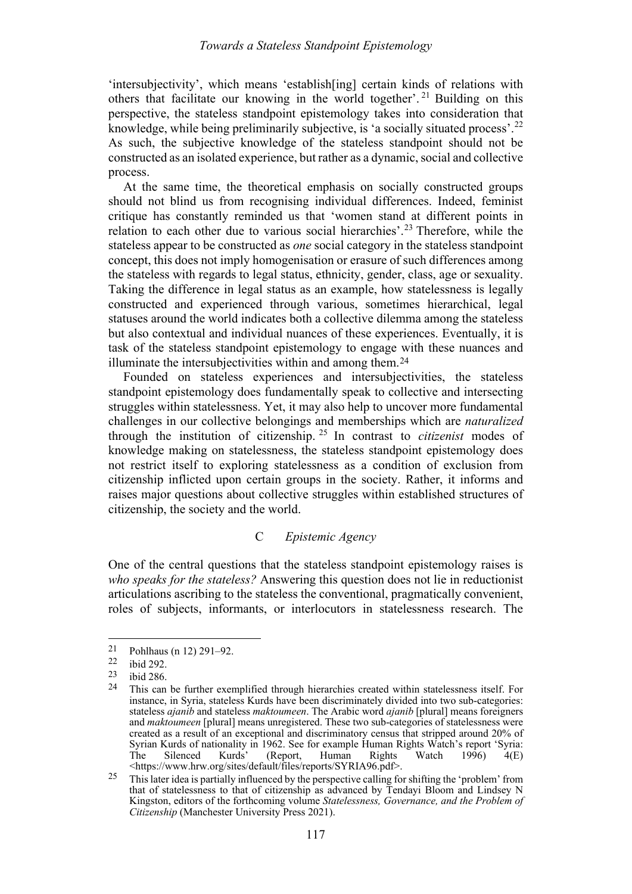'intersubjectivity', which means 'establish[ing] certain kinds of relations with others that facilitate our knowing in the world together'.[21] Building on this perspective, the stateless standpoint epistemology takes into consideration that knowledge, while being preliminarily subjective, is 'a socially situated process'.[22] As such, the subjective knowledge of the stateless standpoint should not be constructed as an isolated experience, but rather as a dynamic, social and collective process.

At the same time, the theoretical emphasis on socially constructed groups should not blind us from recognising individual differences. Indeed, feminist critique has constantly reminded us that 'women stand at different points in relation to each other due to various social hierarchies'.[23] Therefore, while the stateless appear to be constructed as *one* social category in the stateless standpoint concept, this does not imply homogenisation or erasure of such differences among the stateless with regards to legal status, ethnicity, gender, class, age or sexuality. Taking the difference in legal status as an example, how statelessness is legally constructed and experienced through various, sometimes hierarchical, legal statuses around the world indicates both a collective dilemma among the stateless but also contextual and individual nuances of these experiences. Eventually, it is task of the stateless standpoint epistemology to engage with these nuances and illuminate the intersubjectivities within and among them.[24]

Founded on stateless experiences and intersubjectivities, the stateless standpoint epistemology does fundamentally speak to collective and intersecting struggles within statelessness. Yet, it may also help to uncover more fundamental challenges in our collective belongings and memberships which are *naturalized* through the institution of citizenship.[25] In contrast to *citizenist* modes of knowledge making on statelessness, the stateless standpoint epistemology does not restrict itself to exploring statelessness as a condition of exclusion from citizenship inflicted upon certain groups in the society. Rather, it informs and raises major questions about collective struggles within established structures of citizenship, the society and the world.

### C *Epistemic Agency*

One of the central questions that the stateless standpoint epistemology raises is *who speaks for the stateless?* Answering this question does not lie in reductionist articulations ascribing to the stateless the conventional, pragmatically convenient, roles of subjects, informants, or interlocutors in statelessness research. The

---

21 Pohlhaus (n 12) 291–92.

22 ibid 292.

23 ibid 286.

24 This can be further exemplified through hierarchies created within statelessness itself. For instance, in Syria, stateless Kurds have been discriminately divided into two sub-categories: stateless *ajanib* and stateless *maktoumeen*. The Arabic word *ajanib* [plural] means foreigners and *maktoumeen* [plural] means unregistered. These two sub-categories of statelessness were created as a result of an exceptional and discriminatory census that stripped around 20% of Syrian Kurds of nationality in 1962. See for example Human Rights Watch's report 'Syria: The Silenced Kurds' (Report, Human Rights Watch 1996) 4(E) <https://www.hrw.org/sites/default/files/reports/SYRIA96.pdf>.

25 This later idea is partially influenced by the perspective calling for shifting the 'problem' from that of statelessness to that of citizenship as advanced by Tendayi Bloom and Lindsey N Kingston, editors of the forthcoming volume *Statelessness, Governance, and the Problem of Citizenship* (Manchester University Press 2021).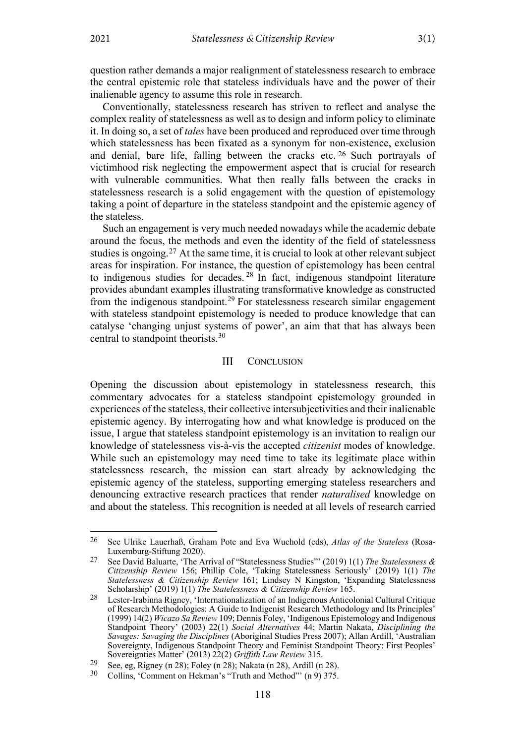question rather demands a major realignment of statelessness research to embrace the central epistemic role that stateless individuals have and the power of their inalienable agency to assume this role in research.

Conventionally, statelessness research has striven to reflect and analyse the complex reality of statelessness as well as to design and inform policy to eliminate it. In doing so, a set of *tales* have been produced and reproduced over time through which statelessness has been fixated as a synonym for non-existence, exclusion and denial, bare life, falling between the cracks etc.[26] Such portrayals of victimhood risk neglecting the empowerment aspect that is crucial for research with vulnerable communities. What then really falls between the cracks in statelessness research is a solid engagement with the question of epistemology taking a point of departure in the stateless standpoint and the epistemic agency of the stateless.

Such an engagement is very much needed nowadays while the academic debate around the focus, the methods and even the identity of the field of statelessness studies is ongoing.[27] At the same time, it is crucial to look at other relevant subject areas for inspiration. For instance, the question of epistemology has been central to indigenous studies for decades.[28] In fact, indigenous standpoint literature provides abundant examples illustrating transformative knowledge as constructed from the indigenous standpoint.[29] For statelessness research similar engagement with stateless standpoint epistemology is needed to produce knowledge that can catalyse 'changing unjust systems of power', an aim that that has always been central to standpoint theorists.[30]

## III Conclusion

Opening the discussion about epistemology in statelessness research, this commentary advocates for a stateless standpoint epistemology grounded in experiences of the stateless, their collective intersubjectivities and their inalienable epistemic agency. By interrogating how and what knowledge is produced on the issue, I argue that stateless standpoint epistemology is an invitation to realign our knowledge of statelessness vis-à-vis the accepted *citizenist* modes of knowledge. While such an epistemology may need time to take its legitimate place within statelessness research, the mission can start already by acknowledging the epistemic agency of the stateless, supporting emerging stateless researchers and denouncing extractive research practices that render *naturalised* knowledge on and about the stateless. This recognition is needed at all levels of research carried

---

[26] See Ulrike Lauerhaß, Graham Pote and Eva Wuchold (eds), *Atlas of the Stateless* (Rosa-Luxemburg-Stiftung 2020).

[27] See David Baluarte, 'The Arrival of "Statelessness Studies"' (2019) 1(1) *The Statelessness & Citizenship Review* 156; Phillip Cole, 'Taking Statelessness Seriously' (2019) 1(1) *The Statelessness & Citizenship Review* 161; Lindsey N Kingston, 'Expanding Statelessness Scholarship' (2019) 1(1) *The Statelessness & Citizenship Review* 165.

[28] Lester-Irabinna Rigney, 'Internationalization of an Indigenous Anticolonial Cultural Critique of Research Methodologies: A Guide to Indigenist Research Methodology and Its Principles' (1999) 14(2) *Wicazo Sa Review* 109; Dennis Foley, 'Indigenous Epistemology and Indigenous Standpoint Theory' (2003) 22(1) *Social Alternatives* 44; Martin Nakata, *Disciplining the Savages: Savaging the Disciplines* (Aboriginal Studies Press 2007); Allan Ardill, 'Australian Sovereignty, Indigenous Standpoint Theory and Feminist Standpoint Theory: First Peoples' Sovereignties Matter' (2013) 22(2) *Griffith Law Review* 315.

[29] See, eg, Rigney (n 28); Foley (n 28); Nakata (n 28), Ardill (n 28).

[30] Collins, 'Comment on Hekman's "Truth and Method"' (n 9) 375.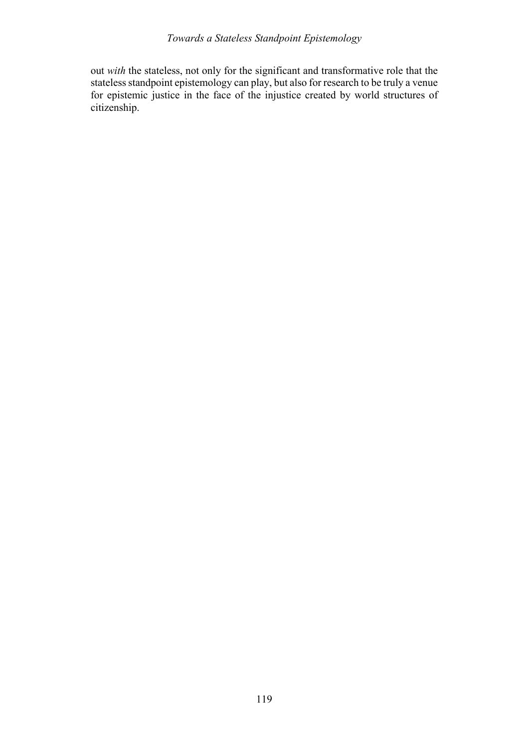out *with* the stateless, not only for the significant and transformative role that the stateless standpoint epistemology can play, but also for research to be truly a venue for epistemic justice in the face of the injustice created by world structures of citizenship.